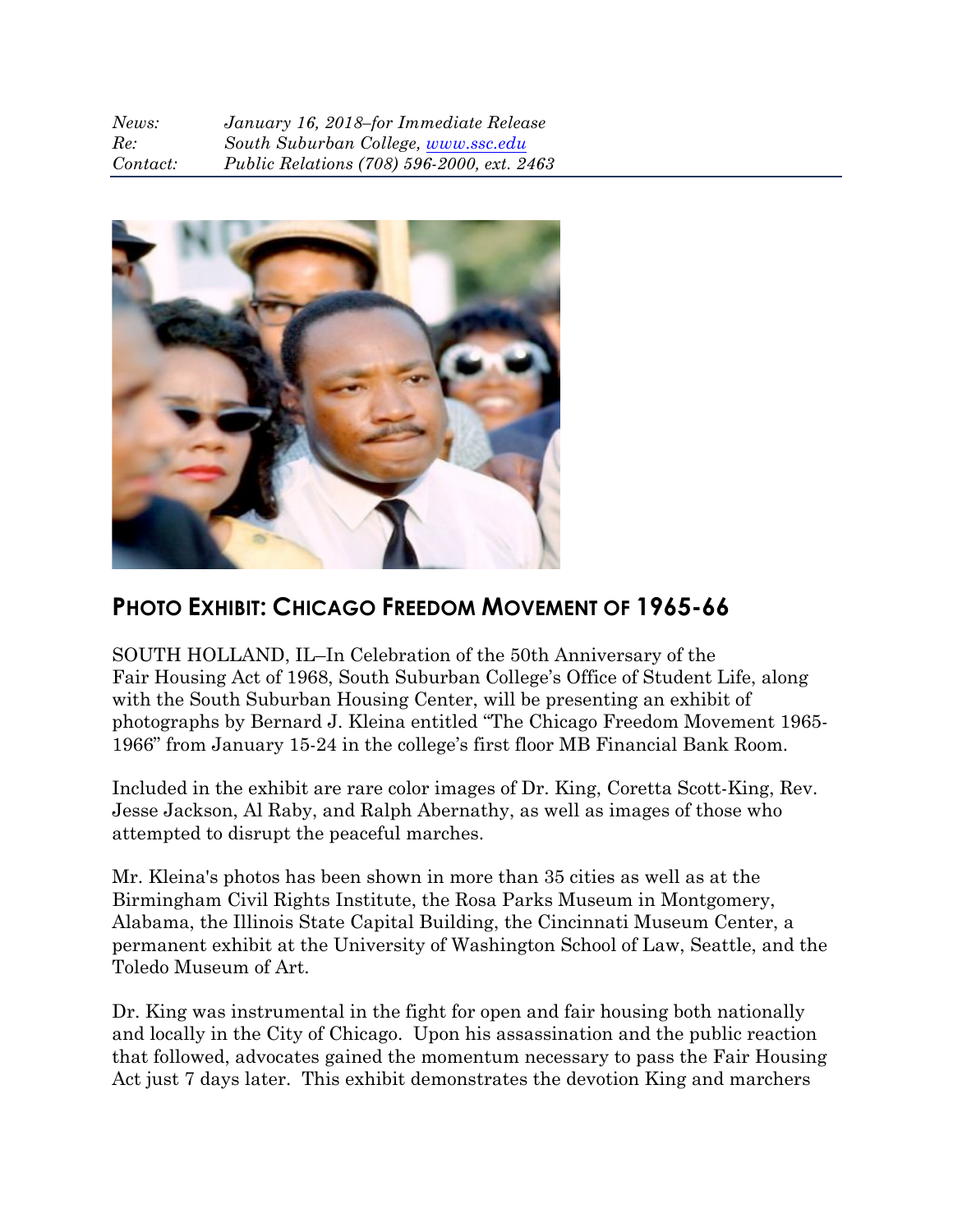| | |
|---|---|
| *News:* | *January 16, 2018–for Immediate Release* |
| *Re:* | *South Suburban College, [www.ssc.edu](http://www.ssc.edu)* |
| *Contact:* | *Public Relations (708) 596-2000, ext. 2463* |

## PHOTO EXHIBIT: CHICAGO FREEDOM MOVEMENT OF 1965-66

SOUTH HOLLAND, IL–In Celebration of the 50th Anniversary of the Fair Housing Act of 1968, South Suburban College's Office of Student Life, along with the South Suburban Housing Center, will be presenting an exhibit of photographs by Bernard J. Kleina entitled "The Chicago Freedom Movement 1965-1966" from January 15-24 in the college's first floor MB Financial Bank Room.

Included in the exhibit are rare color images of Dr. King, Coretta Scott-King, Rev. Jesse Jackson, Al Raby, and Ralph Abernathy, as well as images of those who attempted to disrupt the peaceful marches.

Mr. Kleina's photos has been shown in more than 35 cities as well as at the Birmingham Civil Rights Institute, the Rosa Parks Museum in Montgomery, Alabama, the Illinois State Capital Building, the Cincinnati Museum Center, a permanent exhibit at the University of Washington School of Law, Seattle, and the Toledo Museum of Art.

Dr. King was instrumental in the fight for open and fair housing both nationally and locally in the City of Chicago. Upon his assassination and the public reaction that followed, advocates gained the momentum necessary to pass the Fair Housing Act just 7 days later. This exhibit demonstrates the devotion King and marchers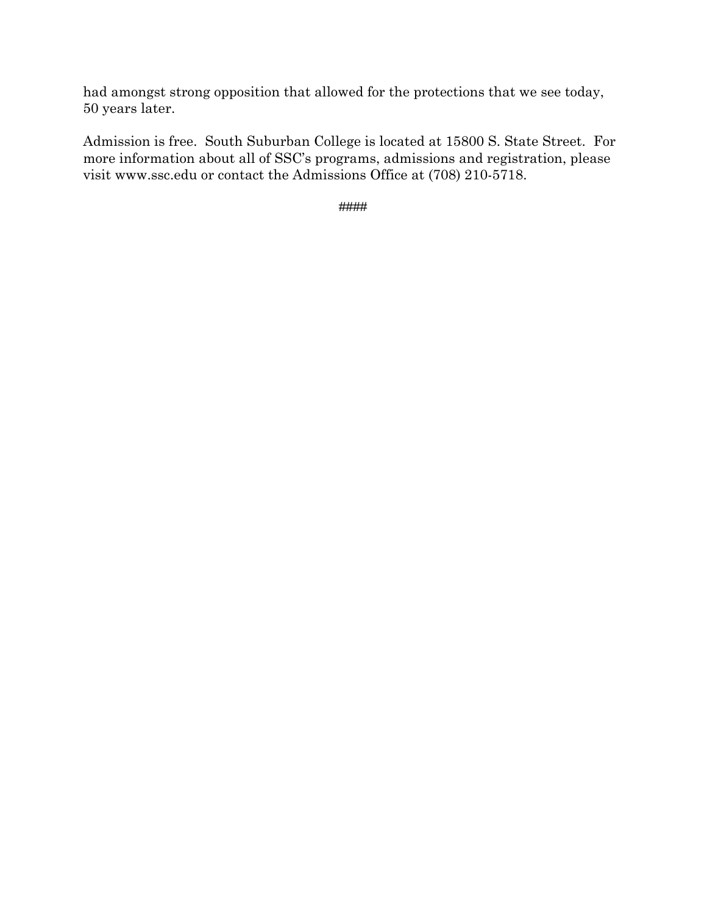had amongst strong opposition that allowed for the protections that we see today, 50 years later.

Admission is free. South Suburban College is located at 15800 S. State Street. For more information about all of SSC's programs, admissions and registration, please visit www.ssc.edu or contact the Admissions Office at (708) 210-5718.

####